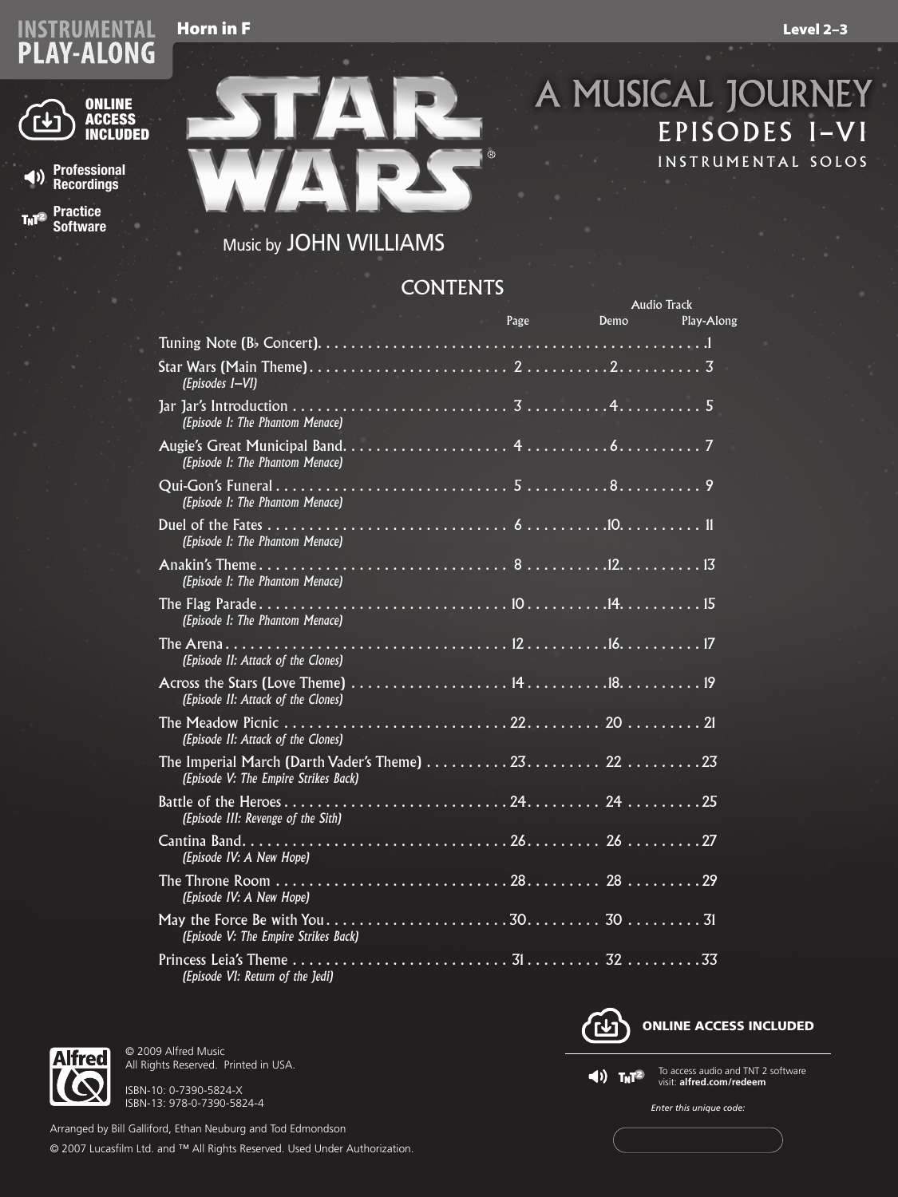**INSTRUMENTAL PLAY-ALONG**

**Horn in F**

**Level 2–3**

**ONLINE ACCESS INCLUDED**

**Professional Recordings**

**Practice Software**

# STAR WARS®

## A MUSICAL JOURNEY

### EPISODES I–VI

INSTRUMENTAL SOLOS

Music by JOHN WILLIAMS

## CONTENTS

| | Page | Audio Track Demo | Audio Track Play-Along |
|---|---|---|---|
| Tuning Note (B♭ Concert) | | | 1 |
| Star Wars (Main Theme) *(Episodes I–VI)* | 2 | 2 | 3 |
| Jar Jar's Introduction *(Episode I: The Phantom Menace)* | 3 | 4 | 5 |
| Augie's Great Municipal Band *(Episode I: The Phantom Menace)* | 4 | 6 | 7 |
| Qui-Gon's Funeral *(Episode I: The Phantom Menace)* | 5 | 8 | 9 |
| Duel of the Fates *(Episode I: The Phantom Menace)* | 6 | 10 | 11 |
| Anakin's Theme *(Episode I: The Phantom Menace)* | 8 | 12 | 13 |
| The Flag Parade *(Episode I: The Phantom Menace)* | 10 | 14 | 15 |
| The Arena *(Episode II: Attack of the Clones)* | 12 | 16 | 17 |
| Across the Stars (Love Theme) *(Episode II: Attack of the Clones)* | 14 | 18 | 19 |
| The Meadow Picnic *(Episode II: Attack of the Clones)* | 22 | 20 | 21 |
| The Imperial March (Darth Vader's Theme) *(Episode V: The Empire Strikes Back)* | 23 | 22 | 23 |
| Battle of the Heroes *(Episode III: Revenge of the Sith)* | 24 | 24 | 25 |
| Cantina Band *(Episode IV: A New Hope)* | 26 | 26 | 27 |
| The Throne Room *(Episode IV: A New Hope)* | 28 | 28 | 29 |
| May the Force Be with You *(Episode V: The Empire Strikes Back)* | 30 | 30 | 31 |
| Princess Leia's Theme *(Episode VI: Return of the Jedi)* | 31 | 32 | 33 |

© 2009 Alfred Music
All Rights Reserved. Printed in USA.

ISBN-10: 0-7390-5824-X
ISBN-13: 978-0-7390-5824-4

Arranged by Bill Galliford, Ethan Neuburg and Tod Edmondson

© 2007 Lucasfilm Ltd. and ™ All Rights Reserved. Used Under Authorization.

**ONLINE ACCESS INCLUDED**

To access audio and TNT 2 software visit: **alfred.com/redeem**

*Enter this unique code:*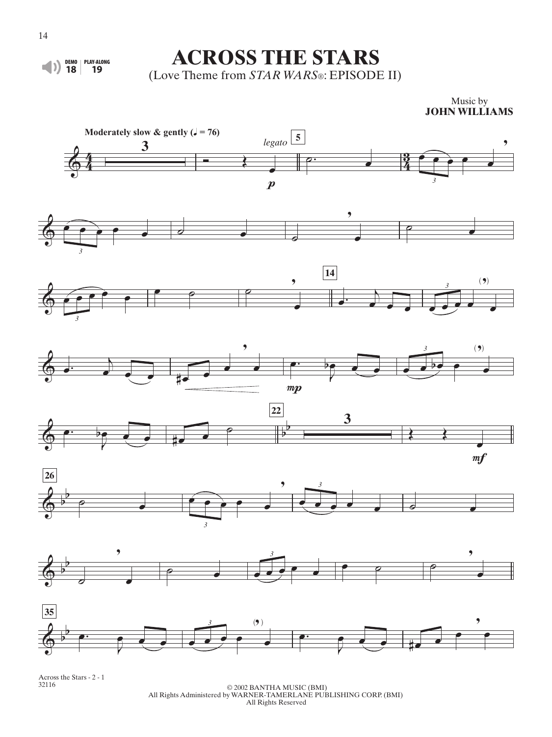# ACROSS THE STARS

(Love Theme from *STAR WARS*®: EPISODE II)

Music by
**JOHN WILLIAMS**

© 2002 BANTHA MUSIC (BMI)
All Rights Administered by WARNER-TAMERLANE PUBLISHING CORP. (BMI)
All Rights Reserved